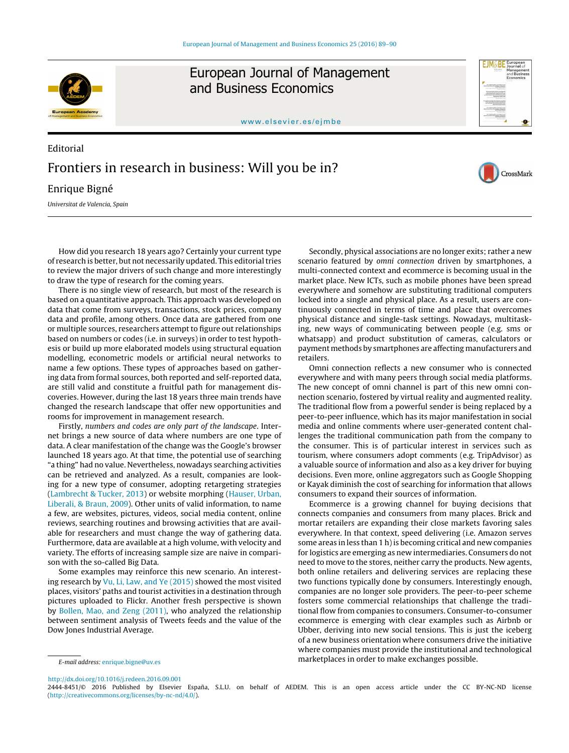Editorial

# Frontiers in research in business: Will you be in?

Enrique Bigné

*Universitat de Valencia, Spain*

How did you research 18 years ago? Certainly your current type of research is better, but not necessarily updated. This editorial tries to review the major drivers of such change and more interestingly to draw the type of research for the coming years.

There is no single view of research, but most of the research is based on a quantitative approach. This approach was developed on data that come from surveys, transactions, stock prices, company data and profile, among others. Once data are gathered from one or multiple sources, researchers attempt to figure out relationships based on numbers or codes (i.e. in surveys) in order to test hypothesis or build up more elaborated models using structural equation modelling, econometric models or artificial neural networks to name a few options. These types of approaches based on gathering data from formal sources, both reported and self-reported data, are still valid and constitute a fruitful path for management discoveries. However, during the last 18 years three main trends have changed the research landscape that offer new opportunities and rooms for improvement in management research.

Firstly, *numbers and codes are only part of the landscape*. Internet brings a new source of data where numbers are one type of data. A clear manifestation of the change was the Google's browser launched 18 years ago. At that time, the potential use of searching "a thing" had no value. Nevertheless, nowadays searching activities can be retrieved and analyzed. As a result, companies are looking for a new type of consumer, adopting retargeting strategies (Lambrecht & Tucker, 2013) or website morphing (Hauser, Urban, Liberali, & Braun, 2009). Other units of valid information, to name a few, are websites, pictures, videos, social media content, online reviews, searching routines and browsing activities that are available for researchers and must change the way of gathering data. Furthermore, data are available at a high volume, with velocity and variety. The efforts of increasing sample size are naive in comparison with the so-called Big Data.

Some examples may reinforce this new scenario. An interesting research by Vu, Li, Law, and Ye (2015) showed the most visited places, visitors' paths and tourist activities in a destination through pictures uploaded to Flickr. Another fresh perspective is shown by Bollen, Mao, and Zeng (2011), who analyzed the relationship between sentiment analysis of Tweets feeds and the value of the Dow Jones Industrial Average.

Secondly, physical associations are no longer exits; rather a new scenario featured by *omni connection* driven by smartphones, a multi-connected context and ecommerce is becoming usual in the market place. New ICTs, such as mobile phones have been spread everywhere and somehow are substituting traditional computers locked into a single and physical place. As a result, users are continuously connected in terms of time and place that overcomes physical distance and single-task settings. Nowadays, multitasking, new ways of communicating between people (e.g. sms or whatsapp) and product substitution of cameras, calculators or payment methods by smartphones are affecting manufacturers and retailers.

Omni connection reflects a new consumer who is connected everywhere and with many peers through social media platforms. The new concept of omni channel is part of this new omni connection scenario, fostered by virtual reality and augmented reality. The traditional flow from a powerful sender is being replaced by a peer-to-peer influence, which has its major manifestation in social media and online comments where user-generated content challenges the traditional communication path from the company to the consumer. This is of particular interest in services such as tourism, where consumers adopt comments (e.g. TripAdvisor) as a valuable source of information and also as a key driver for buying decisions. Even more, online aggregators such as Google Shopping or Kayak diminish the cost of searching for information that allows consumers to expand their sources of information.

Ecommerce is a growing channel for buying decisions that connects companies and consumers from many places. Brick and mortar retailers are expanding their close markets favoring sales everywhere. In that context, speed delivering (i.e. Amazon serves some areas in less than 1 h) is becoming critical and new companies for logistics are emerging as new intermediaries. Consumers do not need to move to the stores, neither carry the products. New agents, both online retailers and delivering services are replacing these two functions typically done by consumers. Interestingly enough, companies are no longer sole providers. The peer-to-peer scheme fosters some commercial relationships that challenge the traditional flow from companies to consumers. Consumer-to-consumer ecommerce is emerging with clear examples such as Airbnb or Ubber, deriving into new social tensions. This is just the iceberg of a new business orientation where consumers drive the initiative where companies must provide the institutional and technological marketplaces in order to make exchanges possible.

*E-mail address:* enrique.bigne@uv.es

http://dx.doi.org/10.1016/j.redeen.2016.09.001

2444-8451/© 2016 Published by Elsevier España, S.L.U. on behalf of AEDEM. This is an open access article under the CC BY-NC-ND license (http://creativecommons.org/licenses/by-nc-nd/4.0/).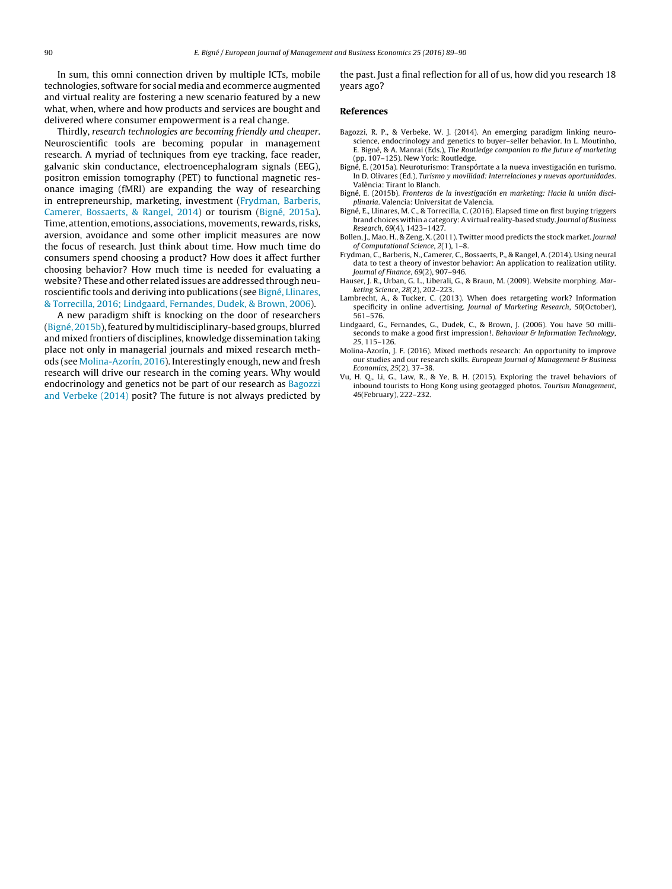In sum, this omni connection driven by multiple ICTs, mobile technologies, software for social media and ecommerce augmented and virtual reality are fostering a new scenario featured by a new what, when, where and how products and services are bought and delivered where consumer empowerment is a real change.

Thirdly, *research technologies are becoming friendly and cheaper*. Neuroscientific tools are becoming popular in management research. A myriad of techniques from eye tracking, face reader, galvanic skin conductance, electroencephalogram signals (EEG), positron emission tomography (PET) to functional magnetic resonance imaging (fMRI) are expanding the way of researching in entrepreneurship, marketing, investment (Frydman, Barberis, Camerer, Bossaerts, & Rangel, 2014) or tourism (Bigné, 2015a). Time, attention, emotions, associations, movements, rewards, risks, aversion, avoidance and some other implicit measures are now the focus of research. Just think about time. How much time do consumers spend choosing a product? How does it affect further choosing behavior? How much time is needed for evaluating a website? These and other related issues are addressed through neuroscientific tools and deriving into publications (see Bigné, Llinares, & Torrecilla, 2016; Lindgaard, Fernandes, Dudek, & Brown, 2006).

A new paradigm shift is knocking on the door of researchers (Bigné, 2015b), featured by multidisciplinary-based groups, blurred and mixed frontiers of disciplines, knowledge dissemination taking place not only in managerial journals and mixed research methods (see Molina-Azorín, 2016). Interestingly enough, new and fresh research will drive our research in the coming years. Why would endocrinology and genetics not be part of our research as Bagozzi and Verbeke (2014) posit? The future is not always predicted by the past. Just a final reflection for all of us, how did you research 18 years ago?

## References

Bagozzi, R. P., & Verbeke, W. J. (2014). An emerging paradigm linking neuroscience, endocrinology and genetics to buyer–seller behavior. In L. Moutinho, E. Bigné, & A. Manrai (Eds.), *The Routledge companion to the future of marketing* (pp. 107–125). New York: Routledge.

Bigné, E. (2015a). Neuroturismo: Transpórtate a la nueva investigación en turismo. In D. Olivares (Ed.), *Turismo y movilidad: Interrelaciones y nuevas oportunidades*. València: Tirant lo Blanch.

Bigné, E. (2015b). *Fronteras de la investigación en marketing: Hacia la unión disciplinaria*. Valencia: Universitat de Valencia.

Bigné, E., Llinares, M. C., & Torrecilla, C. (2016). Elapsed time on first buying triggers brand choices within a category: A virtual reality-based study. *Journal of Business Research*, *69*(4), 1423–1427.

Bollen, J., Mao, H., & Zeng, X. (2011). Twitter mood predicts the stock market. *Journal of Computational Science*, *2*(1), 1–8.

Frydman, C., Barberis, N., Camerer, C., Bossaerts, P., & Rangel, A. (2014). Using neural data to test a theory of investor behavior: An application to realization utility. *Journal of Finance*, *69*(2), 907–946.

Hauser, J. R., Urban, G. L., Liberali, G., & Braun, M. (2009). Website morphing. *Marketing Science*, *28*(2), 202–223.

Lambrecht, A., & Tucker, C. (2013). When does retargeting work? Information specificity in online advertising. *Journal of Marketing Research*, *50*(October), 561–576.

Lindgaard, G., Fernandes, G., Dudek, C., & Brown, J. (2006). You have 50 milliseconds to make a good first impression!. *Behaviour & Information Technology*, *25*, 115–126.

Molina-Azorín, J. F. (2016). Mixed methods research: An opportunity to improve our studies and our research skills. *European Journal of Management & Business Economics*, *25*(2), 37–38.

Vu, H. Q., Li, G., Law, R., & Ye, B. H. (2015). Exploring the travel behaviors of inbound tourists to Hong Kong using geotagged photos. *Tourism Management*, *46*(February), 222–232.